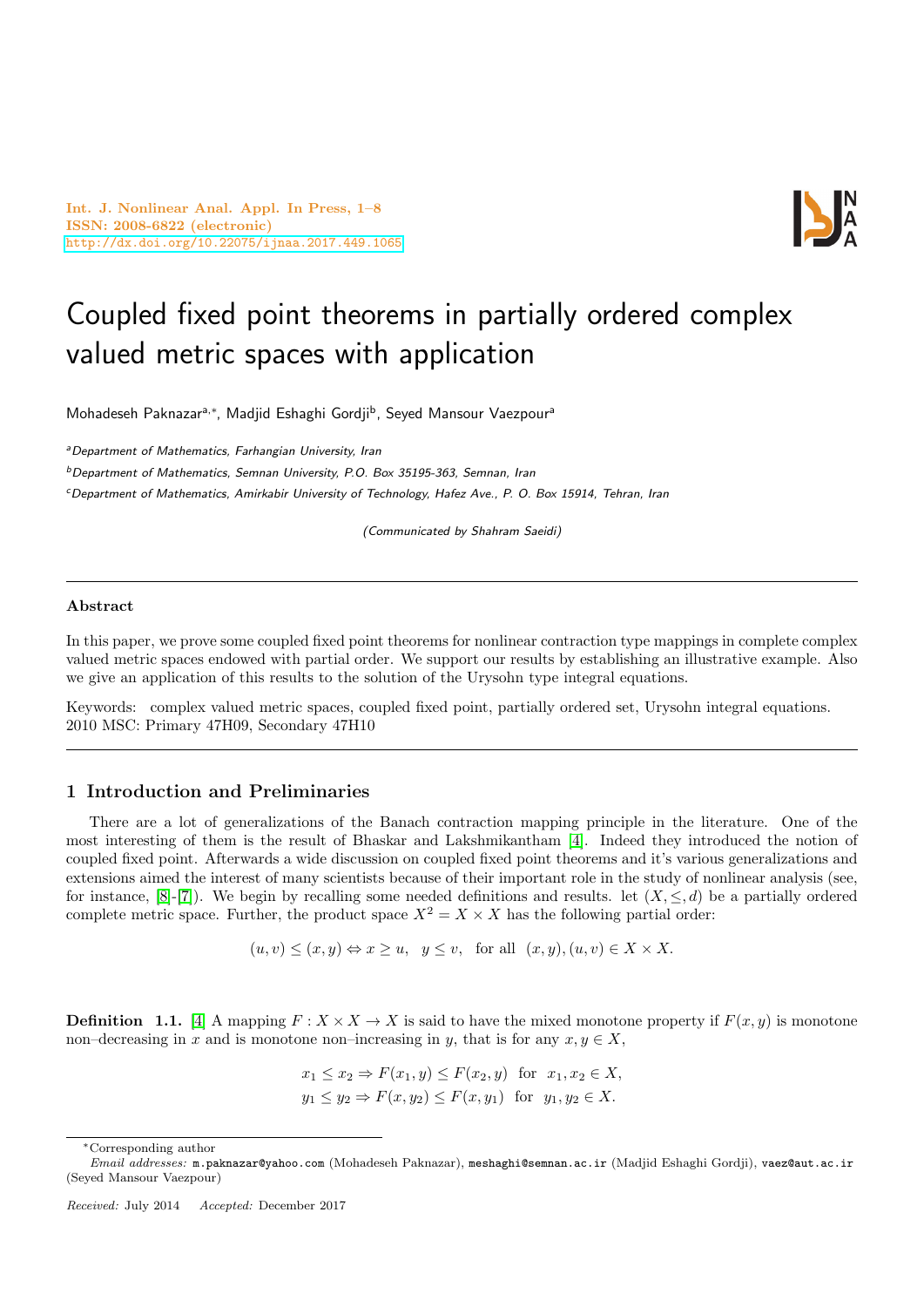# Coupled fixed point theorems in partially ordered complex valued metric spaces with application

Mohadeseh Paknazar[a,*], Madjid Eshaghi Gordji[b], Seyed Mansour Vaezpour[a]

[a] *Department of Mathematics, Farhangian University, Iran*

[b] *Department of Mathematics, Semnan University, P.O. Box 35195-363, Semnan, Iran*

[c] *Department of Mathematics, Amirkabir University of Technology, Hafez Ave., P. O. Box 15914, Tehran, Iran*

*(Communicated by Shahram Saeidi)*

---

**Abstract**

In this paper, we prove some coupled fixed point theorems for nonlinear contraction type mappings in complete complex valued metric spaces endowed with partial order. We support our results by establishing an illustrative example. Also we give an application of this results to the solution of the Urysohn type integral equations.

Keywords: complex valued metric spaces, coupled fixed point, partially ordered set, Urysohn integral equations.
2010 MSC: Primary 47H09, Secondary 47H10

---

## 1 Introduction and Preliminaries

There are a lot of generalizations of the Banach contraction mapping principle in the literature. One of the most interesting of them is the result of Bhaskar and Lakshmikantham [4]. Indeed they introduced the notion of coupled fixed point. Afterwards a wide discussion on coupled fixed point theorems and it's various generalizations and extensions aimed the interest of many scientists because of their important role in the study of nonlinear analysis (see, for instance, [8]-[7]). We begin by recalling some needed definitions and results. let $(X, \leq, d)$ be a partially ordered complete metric space. Further, the product space $X^2 = X \times X$ has the following partial order:

$$(u, v) \leq (x, y) \Leftrightarrow x \geq u, \quad y \leq v, \quad \text{for all} \quad (x, y), (u, v) \in X \times X.$$

**Definition 1.1.** [4] A mapping $F : X \times X \to X$ is said to have the mixed monotone property if $F(x, y)$ is monotone non–decreasing in $x$ and is monotone non–increasing in $y$, that is for any $x, y \in X$,

$$x_1 \leq x_2 \Rightarrow F(x_1, y) \leq F(x_2, y) \quad \text{for} \quad x_1, x_2 \in X,$$
$$y_1 \leq y_2 \Rightarrow F(x, y_2) \leq F(x, y_1) \quad \text{for} \quad y_1, y_2 \in X.$$

---

*Corresponding author

*Email addresses:* m.paknazar@yahoo.com (Mohadeseh Paknazar), meshaghi@semnan.ac.ir (Madjid Eshaghi Gordji), vaez@aut.ac.ir (Seyed Mansour Vaezpour)

*Received:* July 2014 *Accepted:* December 2017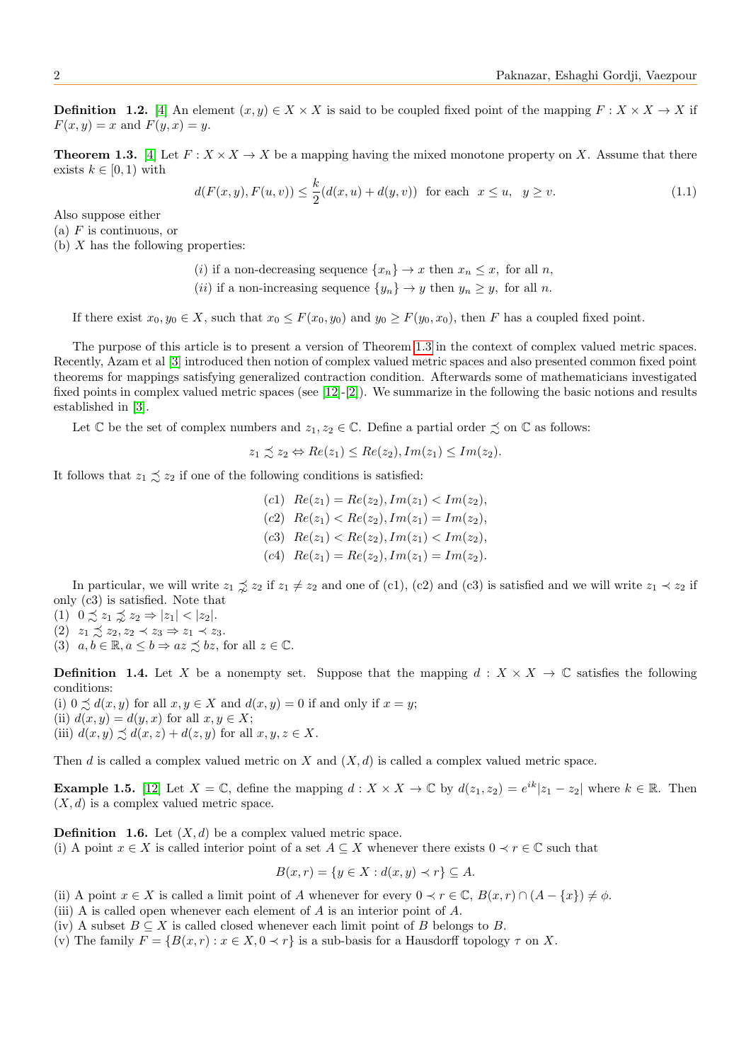**Definition 1.2.** [4] An element $(x, y) \in X \times X$ is said to be coupled fixed point of the mapping $F : X \times X \to X$ if $F(x, y) = x$ and $F(y, x) = y$.

**Theorem 1.3.** [4] Let $F : X \times X \to X$ be a mapping having the mixed monotone property on $X$. Assume that there exists $k \in [0, 1)$ with

$$d(F(x,y), F(u,v)) \leq \frac{k}{2}(d(x,u) + d(y,v)) \text{ for each } x \leq u, \ \ y \geq v. \tag{1.1}$$

Also suppose either
(a) $F$ is continuous, or
(b) $X$ has the following properties:

(i) if a non-decreasing sequence $\{x_n\} \to x$ then $x_n \leq x$, for all $n$,
(ii) if a non-increasing sequence $\{y_n\} \to y$ then $y_n \geq y$, for all $n$.

If there exist $x_0, y_0 \in X$, such that $x_0 \leq F(x_0, y_0)$ and $y_0 \geq F(y_0, x_0)$, then $F$ has a coupled fixed point.

The purpose of this article is to present a version of Theorem 1.3 in the context of complex valued metric spaces. Recently, Azam et al [3] introduced then notion of complex valued metric spaces and also presented common fixed point theorems for mappings satisfying generalized contraction condition. Afterwards some of mathematicians investigated fixed points in complex valued metric spaces (see [12]-[2]). We summarize in the following the basic notions and results established in [3].

Let $\mathbb{C}$ be the set of complex numbers and $z_1, z_2 \in \mathbb{C}$. Define a partial order $\precsim$ on $\mathbb{C}$ as follows:

$$z_1 \precsim z_2 \Leftrightarrow Re(z_1) \leq Re(z_2), Im(z_1) \leq Im(z_2).$$

It follows that $z_1 \precsim z_2$ if one of the following conditions is satisfied:

$$\begin{aligned}
&(c1) \ \ Re(z_1) = Re(z_2), Im(z_1) < Im(z_2),\\
&(c2) \ \ Re(z_1) < Re(z_2), Im(z_1) = Im(z_2),\\
&(c3) \ \ Re(z_1) < Re(z_2), Im(z_1) < Im(z_2),\\
&(c4) \ \ Re(z_1) = Re(z_2), Im(z_1) = Im(z_2).
\end{aligned}$$

In particular, we will write $z_1 \precnsim z_2$ if $z_1 \neq z_2$ and one of (c1), (c2) and (c3) is satisfied and we will write $z_1 \prec z_2$ if only (c3) is satisfied. Note that
(1) $0 \precsim z_1 \precnsim z_2 \Rightarrow |z_1| < |z_2|$.
(2) $z_1 \precsim z_2, z_2 \prec z_3 \Rightarrow z_1 \prec z_3$.
(3) $a, b \in \mathbb{R}, a \leq b \Rightarrow az \precsim bz$, for all $z \in \mathbb{C}$.

**Definition 1.4.** Let $X$ be a nonempty set. Suppose that the mapping $d : X \times X \to \mathbb{C}$ satisfies the following conditions:
(i) $0 \precsim d(x, y)$ for all $x, y \in X$ and $d(x, y) = 0$ if and only if $x = y$;
(ii) $d(x, y) = d(y, x)$ for all $x, y \in X$;
(iii) $d(x, y) \precsim d(x, z) + d(z, y)$ for all $x, y, z \in X$.

Then $d$ is called a complex valued metric on $X$ and $(X, d)$ is called a complex valued metric space.

**Example 1.5.** [12] Let $X = \mathbb{C}$, define the mapping $d : X \times X \to \mathbb{C}$ by $d(z_1, z_2) = e^{ik}|z_1 - z_2|$ where $k \in \mathbb{R}$. Then $(X, d)$ is a complex valued metric space.

**Definition 1.6.** Let $(X, d)$ be a complex valued metric space.
(i) A point $x \in X$ is called interior point of a set $A \subseteq X$ whenever there exists $0 \prec r \in \mathbb{C}$ such that

$$B(x, r) = \{y \in X : d(x, y) \prec r\} \subseteq A.$$

(ii) A point $x \in X$ is called a limit point of $A$ whenever for every $0 \prec r \in \mathbb{C}$, $B(x, r) \cap (A - \{x\}) \neq \phi$.
(iii) A is called open whenever each element of $A$ is an interior point of $A$.
(iv) A subset $B \subseteq X$ is called closed whenever each limit point of $B$ belongs to $B$.
(v) The family $F = \{B(x, r) : x \in X, 0 \prec r\}$ is a sub-basis for a Hausdorff topology $\tau$ on $X$.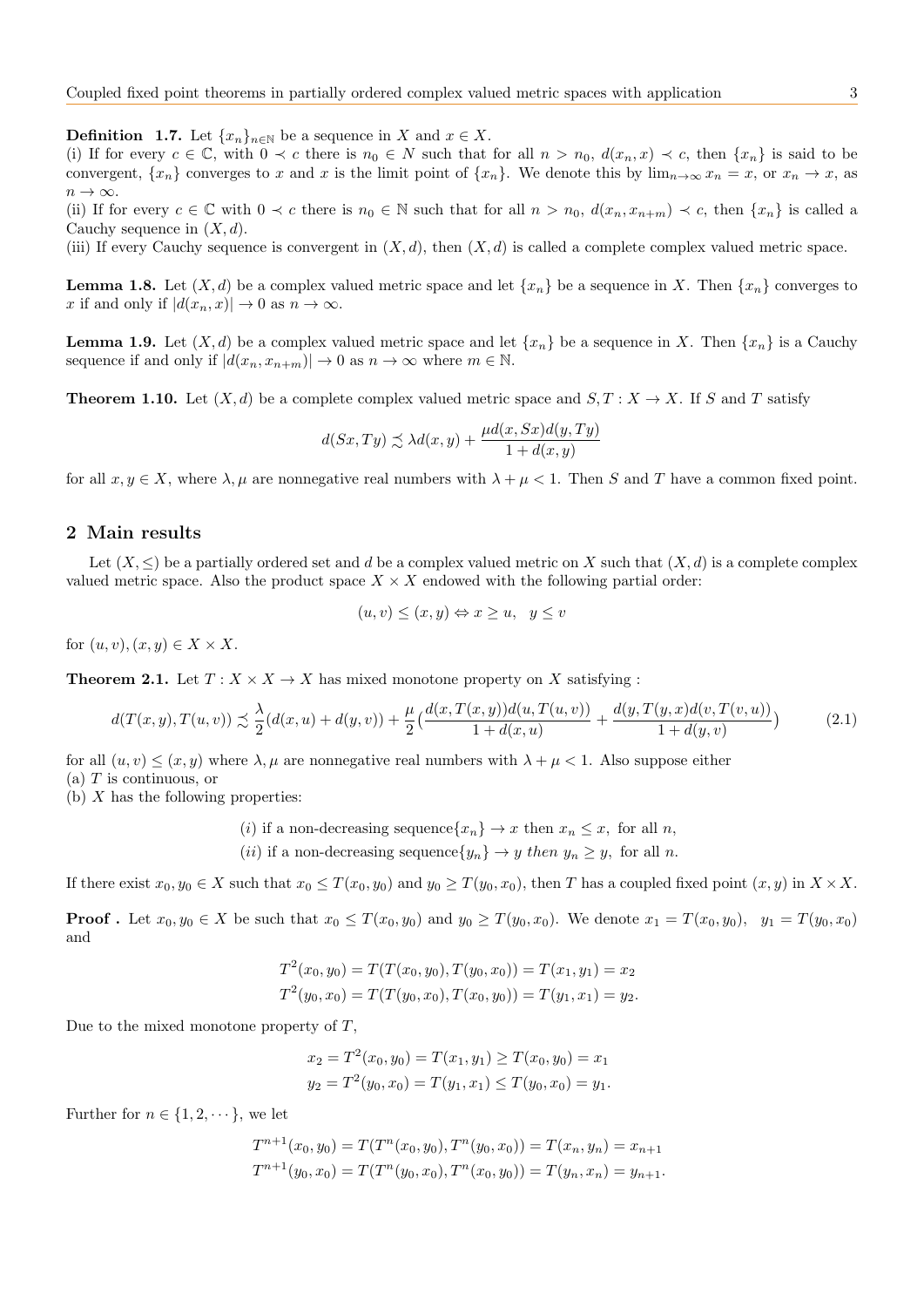**Definition 1.7.** Let $\{x_n\}_{n\in\mathbb{N}}$ be a sequence in $X$ and $x \in X$.
(i) If for every $c \in \mathbb{C}$, with $0 \prec c$ there is $n_0 \in N$ such that for all $n > n_0$, $d(x_n, x) \prec c$, then $\{x_n\}$ is said to be convergent, $\{x_n\}$ converges to $x$ and $x$ is the limit point of $\{x_n\}$. We denote this by $\lim_{n\to\infty} x_n = x$, or $x_n \to x$, as $n \to \infty$.
(ii) If for every $c \in \mathbb{C}$ with $0 \prec c$ there is $n_0 \in \mathbb{N}$ such that for all $n > n_0$, $d(x_n, x_{n+m}) \prec c$, then $\{x_n\}$ is called a Cauchy sequence in $(X, d)$.
(iii) If every Cauchy sequence is convergent in $(X, d)$, then $(X, d)$ is called a complete complex valued metric space.

**Lemma 1.8.** Let $(X, d)$ be a complex valued metric space and let $\{x_n\}$ be a sequence in $X$. Then $\{x_n\}$ converges to $x$ if and only if $|d(x_n, x)| \to 0$ as $n \to \infty$.

**Lemma 1.9.** Let $(X, d)$ be a complex valued metric space and let $\{x_n\}$ be a sequence in $X$. Then $\{x_n\}$ is a Cauchy sequence if and only if $|d(x_n, x_{n+m})| \to 0$ as $n \to \infty$ where $m \in \mathbb{N}$.

**Theorem 1.10.** Let $(X, d)$ be a complete complex valued metric space and $S, T : X \to X$. If $S$ and $T$ satisfy

$$d(Sx, Ty) \precsim \lambda d(x, y) + \frac{\mu d(x, Sx)d(y, Ty)}{1 + d(x, y)}$$

for all $x, y \in X$, where $\lambda, \mu$ are nonnegative real numbers with $\lambda + \mu < 1$. Then $S$ and $T$ have a common fixed point.

## 2 Main results

Let $(X, \leq)$ be a partially ordered set and $d$ be a complex valued metric on $X$ such that $(X, d)$ is a complete complex valued metric space. Also the product space $X \times X$ endowed with the following partial order:

$$(u, v) \leq (x, y) \Leftrightarrow x \geq u, \quad y \leq v$$

for $(u, v), (x, y) \in X \times X$.

**Theorem 2.1.** Let $T : X \times X \to X$ has mixed monotone property on $X$ satisfying :

$$d(T(x, y), T(u, v)) \precsim \frac{\lambda}{2}(d(x, u) + d(y, v)) + \frac{\mu}{2}\Big(\frac{d(x, T(x, y))d(u, T(u, v))}{1 + d(x, u)} + \frac{d(y, T(y, x)d(v, T(v, u))}{1 + d(y, v)}\Big) \tag{2.1}$$

for all $(u, v) \leq (x, y)$ where $\lambda, \mu$ are nonnegative real numbers with $\lambda + \mu < 1$. Also suppose either
(a) $T$ is continuous, or
(b) $X$ has the following properties:

$$(i) \text{ if a non-decreasing sequence} \{x_n\} \to x \text{ then } x_n \leq x, \text{ for all } n,$$
$$(ii) \text{ if a non-decreasing sequence} \{y_n\} \to y \textit{ then } y_n \geq y, \text{ for all } n.$$

If there exist $x_0, y_0 \in X$ such that $x_0 \leq T(x_0, y_0)$ and $y_0 \geq T(y_0, x_0)$, then $T$ has a coupled fixed point $(x, y)$ in $X \times X$.

**Proof .** Let $x_0, y_0 \in X$ be such that $x_0 \leq T(x_0, y_0)$ and $y_0 \geq T(y_0, x_0)$. We denote $x_1 = T(x_0, y_0)$, $\;y_1 = T(y_0, x_0)$ and

$$T^2(x_0, y_0) = T(T(x_0, y_0), T(y_0, x_0)) = T(x_1, y_1) = x_2$$
$$T^2(y_0, x_0) = T(T(y_0, x_0), T(x_0, y_0)) = T(y_1, x_1) = y_2.$$

Due to the mixed monotone property of $T$,

$$x_2 = T^2(x_0, y_0) = T(x_1, y_1) \geq T(x_0, y_0) = x_1$$
$$y_2 = T^2(y_0, x_0) = T(y_1, x_1) \leq T(y_0, x_0) = y_1.$$

Further for $n \in \{1, 2, \cdots\}$, we let

$$T^{n+1}(x_0, y_0) = T(T^n(x_0, y_0), T^n(y_0, x_0)) = T(x_n, y_n) = x_{n+1}$$
$$T^{n+1}(y_0, x_0) = T(T^n(y_0, x_0), T^n(x_0, y_0)) = T(y_n, x_n) = y_{n+1}.$$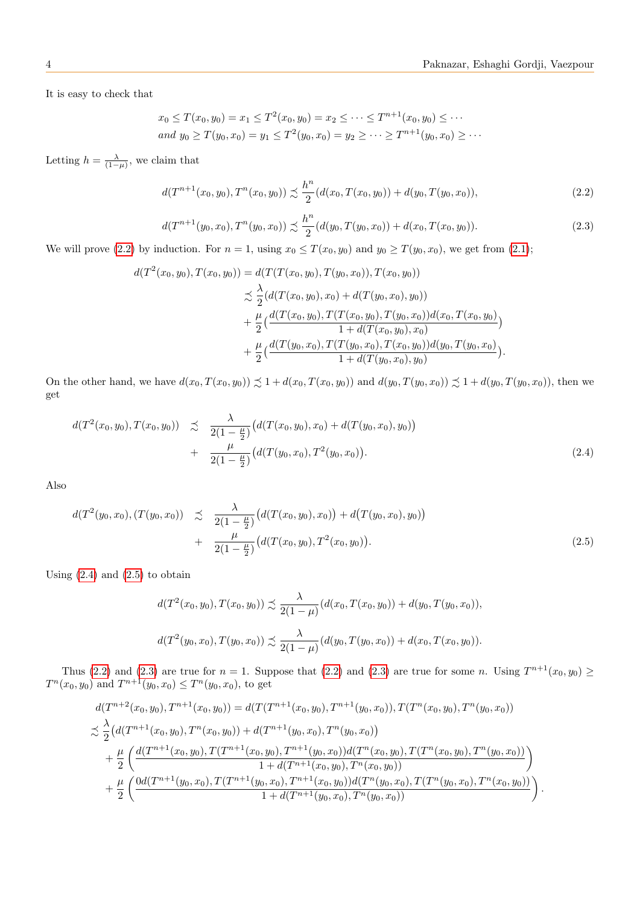It is easy to check that

$$x_0 \leq T(x_0, y_0) = x_1 \leq T^2(x_0, y_0) = x_2 \leq \cdots \leq T^{n+1}(x_0, y_0) \leq \cdots$$
$$and \ y_0 \geq T(y_0, x_0) = y_1 \leq T^2(y_0, x_0) = y_2 \geq \cdots \geq T^{n+1}(y_0, x_0) \geq \cdots$$

Letting $h = \frac{\lambda}{(1-\mu)}$, we claim that

$$d(T^{n+1}(x_0, y_0), T^n(x_0, y_0)) \precsim \frac{h^n}{2}(d(x_0, T(x_0, y_0)) + d(y_0, T(y_0, x_0)), \tag{2.2}$$

$$d(T^{n+1}(y_0, x_0), T^n(y_0, x_0)) \precsim \frac{h^n}{2}(d(y_0, T(y_0, x_0)) + d(x_0, T(x_0, y_0)). \tag{2.3}$$

We will prove (2.2) by induction. For $n = 1$, using $x_0 \leq T(x_0, y_0)$ and $y_0 \geq T(y_0, x_0)$, we get from (2.1);

$$\begin{aligned} d(T^2(x_0, y_0), T(x_0, y_0)) &= d(T(T(x_0, y_0), T(y_0, x_0)), T(x_0, y_0)) \\ &\precsim \frac{\lambda}{2}(d(T(x_0, y_0), x_0) + d(T(y_0, x_0), y_0)) \\ &+ \frac{\mu}{2}\big(\frac{d(T(x_0, y_0), T(T(x_0, y_0), T(y_0, x_0))d(x_0, T(x_0, y_0)}{1 + d(T(x_0, y_0), x_0)}\big) \\ &+ \frac{\mu}{2}\big(\frac{d(T(y_0, x_0), T(T(y_0, x_0), T(x_0, y_0))d(y_0, T(y_0, x_0)}{1 + d(T(y_0, x_0), y_0)}\big). \end{aligned}$$

On the other hand, we have $d(x_0, T(x_0, y_0)) \precsim 1 + d(x_0, T(x_0, y_0))$ and $d(y_0, T(y_0, x_0)) \precsim 1 + d(y_0, T(y_0, x_0))$, then we get

$$\begin{aligned} d(T^2(x_0, y_0), T(x_0, y_0)) \quad &\precsim \quad \frac{\lambda}{2(1 - \frac{\mu}{2})}\big(d(T(x_0, y_0), x_0) + d(T(y_0, x_0), y_0)\big) \\ &+ \quad \frac{\mu}{2(1 - \frac{\mu}{2})}\big(d(T(y_0, x_0), T^2(y_0, x_0)\big). \end{aligned} \tag{2.4}$$

Also

$$\begin{aligned} d(T^2(y_0, x_0), (T(y_0, x_0)) \quad &\precsim \quad \frac{\lambda}{2(1 - \frac{\mu}{2})}\big(d(T(x_0, y_0), x_0)\big) + d\big(T(y_0, x_0), y_0)\big) \\ &+ \quad \frac{\mu}{2(1 - \frac{\mu}{2})}\big(d(T(x_0, y_0), T^2(x_0, y_0)\big). \end{aligned} \tag{2.5}$$

Using (2.4) and (2.5) to obtain

$$d(T^2(x_0, y_0), T(x_0, y_0)) \precsim \frac{\lambda}{2(1 - \mu)}(d(x_0, T(x_0, y_0)) + d(y_0, T(y_0, x_0)),$$

$$d(T^2(y_0, x_0), T(y_0, x_0)) \precsim \frac{\lambda}{2(1 - \mu)}(d(y_0, T(y_0, x_0)) + d(x_0, T(x_0, y_0)).$$

Thus (2.2) and (2.3) are true for $n = 1$. Suppose that (2.2) and (2.3) are true for some $n$. Using $T^{n+1}(x_0, y_0) \geq T^n(x_0, y_0)$ and $T^{n+1}(y_0, x_0) \leq T^n(y_0, x_0)$, to get

$$\begin{aligned} &d(T^{n+2}(x_0, y_0), T^{n+1}(x_0, y_0)) = d(T(T^{n+1}(x_0, y_0), T^{n+1}(y_0, x_0)), T(T^n(x_0, y_0), T^n(y_0, x_0)) \\ &\precsim \frac{\lambda}{2}\big(d(T^{n+1}(x_0, y_0), T^n(x_0, y_0)) + d(T^{n+1}(y_0, x_0), T^n(y_0, x_0)\big) \\ &\quad + \frac{\mu}{2}\left(\frac{d(T^{n+1}(x_0, y_0), T(T^{n+1}(x_0, y_0), T^{n+1}(y_0, x_0))d(T^n(x_0, y_0), T(T^n(x_0, y_0), T^n(y_0, x_0))}{1 + d(T^{n+1}(x_0, y_0), T^n(x_0, y_0))}\right) \\ &\quad + \frac{\mu}{2}\left(\frac{0d(T^{n+1}(y_0, x_0), T(T^{n+1}(y_0, x_0), T^{n+1}(x_0, y_0))d(T^n(y_0, x_0), T(T^n(y_0, x_0), T^n(x_0, y_0))}{1 + d(T^{n+1}(y_0, x_0), T^n(y_0, x_0))}\right). \end{aligned}$$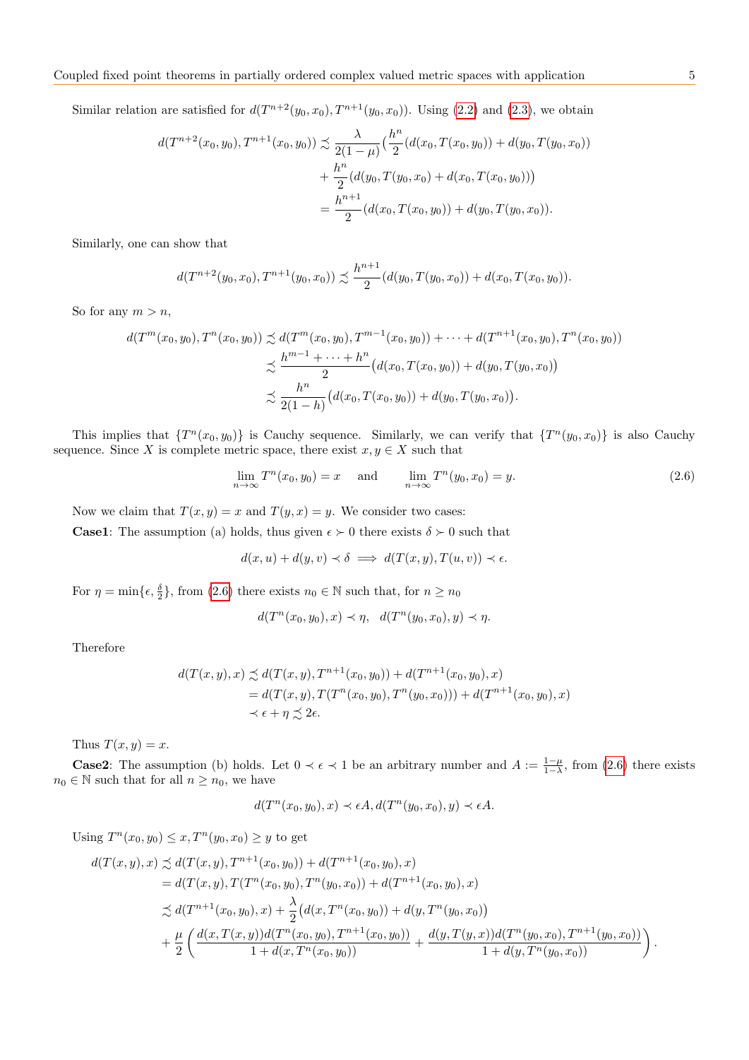Similar relation are satisfied for $d(T^{n+2}(y_0, x_0), T^{n+1}(y_0, x_0))$. Using (2.2) and (2.3), we obtain

$$
\begin{aligned}
d(T^{n+2}(x_0, y_0), T^{n+1}(x_0, y_0)) &\precsim \frac{\lambda}{2(1-\mu)}\Big(\frac{h^n}{2}(d(x_0, T(x_0, y_0)) + d(y_0, T(y_0, x_0)) \\
&\quad + \frac{h^n}{2}(d(y_0, T(y_0, x_0) + d(x_0, T(x_0, y_0)))\Big) \\
&= \frac{h^{n+1}}{2}(d(x_0, T(x_0, y_0)) + d(y_0, T(y_0, x_0)).
\end{aligned}
$$

Similarly, one can show that

$$
d(T^{n+2}(y_0, x_0), T^{n+1}(y_0, x_0)) \precsim \frac{h^{n+1}}{2}(d(y_0, T(y_0, x_0)) + d(x_0, T(x_0, y_0)).
$$

So for any $m > n$,

$$
\begin{aligned}
d(T^m(x_0, y_0), T^n(x_0, y_0)) &\precsim d(T^m(x_0, y_0), T^{m-1}(x_0, y_0)) + \cdots + d(T^{n+1}(x_0, y_0), T^n(x_0, y_0)) \\
&\precsim \frac{h^{m-1} + \cdots + h^n}{2}\big(d(x_0, T(x_0, y_0)) + d(y_0, T(y_0, x_0)\big) \\
&\precsim \frac{h^n}{2(1-h)}\big(d(x_0, T(x_0, y_0)) + d(y_0, T(y_0, x_0)\big).
\end{aligned}
$$

This implies that $\{T^n(x_0, y_0)\}$ is Cauchy sequence. Similarly, we can verify that $\{T^n(y_0, x_0)\}$ is also Cauchy sequence. Since $X$ is complete metric space, there exist $x, y \in X$ such that

$$
\lim_{n\to\infty} T^n(x_0, y_0) = x \quad \text{and} \quad \lim_{n\to\infty} T^n(y_0, x_0) = y. \tag{2.6}
$$

Now we claim that $T(x, y) = x$ and $T(y, x) = y$. We consider two cases:

**Case1**: The assumption (a) holds, thus given $\epsilon \succ 0$ there exists $\delta \succ 0$ such that

$$
d(x, u) + d(y, v) \prec \delta \implies d(T(x, y), T(u, v)) \prec \epsilon.
$$

For $\eta = \min\{\epsilon, \frac{\delta}{2}\}$, from (2.6) there exists $n_0 \in \mathbb{N}$ such that, for $n \geq n_0$

$$
d(T^n(x_0, y_0), x) \prec \eta, \quad d(T^n(y_0, x_0), y) \prec \eta.
$$

Therefore

$$
\begin{aligned}
d(T(x, y), x) &\precsim d(T(x, y), T^{n+1}(x_0, y_0)) + d(T^{n+1}(x_0, y_0), x) \\
&= d(T(x, y), T(T^n(x_0, y_0), T^n(y_0, x_0))) + d(T^{n+1}(x_0, y_0), x) \\
&\prec \epsilon + \eta \precsim 2\epsilon.
\end{aligned}
$$

Thus $T(x, y) = x$.

**Case2**: The assumption (b) holds. Let $0 \prec \epsilon \prec 1$ be an arbitrary number and $A := \frac{1-\mu}{1-\lambda}$, from (2.6) there exists $n_0 \in \mathbb{N}$ such that for all $n \geq n_0$, we have

$$
d(T^n(x_0, y_0), x) \prec \epsilon A, d(T^n(y_0, x_0), y) \prec \epsilon A.
$$

Using $T^n(x_0, y_0) \leq x, T^n(y_0, x_0) \geq y$ to get

$$
\begin{aligned}
d(T(x, y), x) &\precsim d(T(x, y), T^{n+1}(x_0, y_0)) + d(T^{n+1}(x_0, y_0), x) \\
&= d(T(x, y), T(T^n(x_0, y_0), T^n(y_0, x_0)) + d(T^{n+1}(x_0, y_0), x) \\
&\precsim d(T^{n+1}(x_0, y_0), x) + \frac{\lambda}{2}\big(d(x, T^n(x_0, y_0)) + d(y, T^n(y_0, x_0)\big) \\
&\quad + \frac{\mu}{2}\left(\frac{d(x, T(x, y))d(T^n(x_0, y_0), T^{n+1}(x_0, y_0))}{1 + d(x, T^n(x_0, y_0))} + \frac{d(y, T(y, x))d(T^n(y_0, x_0), T^{n+1}(y_0, x_0))}{1 + d(y, T^n(y_0, x_0))}\right).
\end{aligned}
$$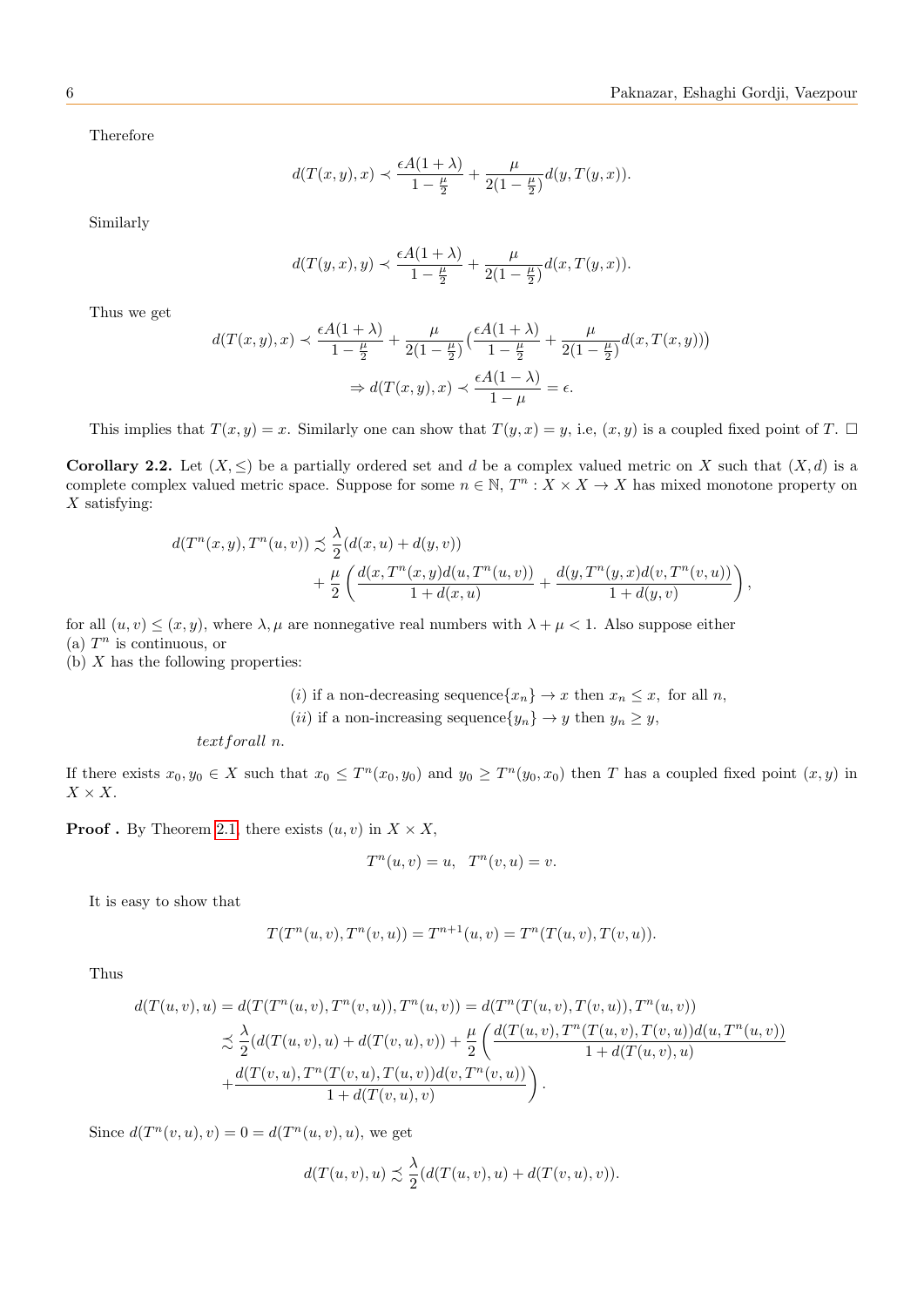Therefore

$$d(T(x,y),x) \prec \frac{\epsilon A(1+\lambda)}{1-\frac{\mu}{2}} + \frac{\mu}{2(1-\frac{\mu}{2})} d(y, T(y,x)).$$

Similarly

$$d(T(y,x),y) \prec \frac{\epsilon A(1+\lambda)}{1-\frac{\mu}{2}} + \frac{\mu}{2(1-\frac{\mu}{2})} d(x, T(y,x)).$$

Thus we get

$$d(T(x,y),x) \prec \frac{\epsilon A(1+\lambda)}{1-\frac{\mu}{2}} + \frac{\mu}{2(1-\frac{\mu}{2})} \big( \frac{\epsilon A(1+\lambda)}{1-\frac{\mu}{2}} + \frac{\mu}{2(1-\frac{\mu}{2})} d(x, T(x,y)) \big)$$

$$\Rightarrow d(T(x,y),x) \prec \frac{\epsilon A(1-\lambda)}{1-\mu} = \epsilon.$$

This implies that $T(x,y) = x$. Similarly one can show that $T(y,x) = y$, i.e, $(x,y)$ is a coupled fixed point of $T$. □

**Corollary 2.2.** Let $(X, \leq)$ be a partially ordered set and $d$ be a complex valued metric on $X$ such that $(X,d)$ is a complete complex valued metric space. Suppose for some $n \in \mathbb{N}$, $T^n : X \times X \to X$ has mixed monotone property on $X$ satisfying:

$$\begin{aligned} d(T^n(x,y), T^n(u,v)) &\precsim \frac{\lambda}{2}(d(x,u) + d(y,v)) \\ &\quad + \frac{\mu}{2} \left( \frac{d(x, T^n(x,y)d(u, T^n(u,v))}{1 + d(x,u)} + \frac{d(y, T^n(y,x)d(v, T^n(v,u))}{1 + d(y,v)} \right), \end{aligned}$$

for all $(u,v) \leq (x,y)$, where $\lambda, \mu$ are nonnegative real numbers with $\lambda + \mu < 1$. Also suppose either
(a) $T^n$ is continuous, or
(b) $X$ has the following properties:

$$(i) \text{ if a non-decreasing sequence} \{x_n\} \to x \text{ then } x_n \leq x, \text{ for all } n,$$
$$(ii) \text{ if a non-increasing sequence} \{y_n\} \to y \text{ then } y_n \geq y,$$

textforall n.

If there exists $x_0, y_0 \in X$ such that $x_0 \leq T^n(x_0, y_0)$ and $y_0 \geq T^n(y_0, x_0)$ then $T$ has a coupled fixed point $(x,y)$ in $X \times X$.

**Proof .** By Theorem 2.1, there exists $(u,v)$ in $X \times X$,

$$T^n(u,v) = u, \quad T^n(v,u) = v.$$

It is easy to show that

$$T(T^n(u,v), T^n(v,u)) = T^{n+1}(u,v) = T^n(T(u,v), T(v,u)).$$

Thus

$$\begin{aligned} d(T(u,v),u) &= d(T(T^n(u,v), T^n(v,u)), T^n(u,v)) = d(T^n(T(u,v), T(v,u)), T^n(u,v)) \\ &\precsim \frac{\lambda}{2}(d(T(u,v),u) + d(T(v,u),v)) + \frac{\mu}{2} \left( \frac{d(T(u,v), T^n(T(u,v), T(v,u))d(u, T^n(u,v))}{1 + d(T(u,v),u)} \right. \\ &\quad \left. + \frac{d(T(v,u), T^n(T(v,u), T(u,v))d(v, T^n(v,u))}{1 + d(T(v,u),v)} \right). \end{aligned}$$

Since $d(T^n(v,u),v) = 0 = d(T^n(u,v),u)$, we get

$$d(T(u,v),u) \precsim \frac{\lambda}{2}(d(T(u,v),u) + d(T(v,u),v)).$$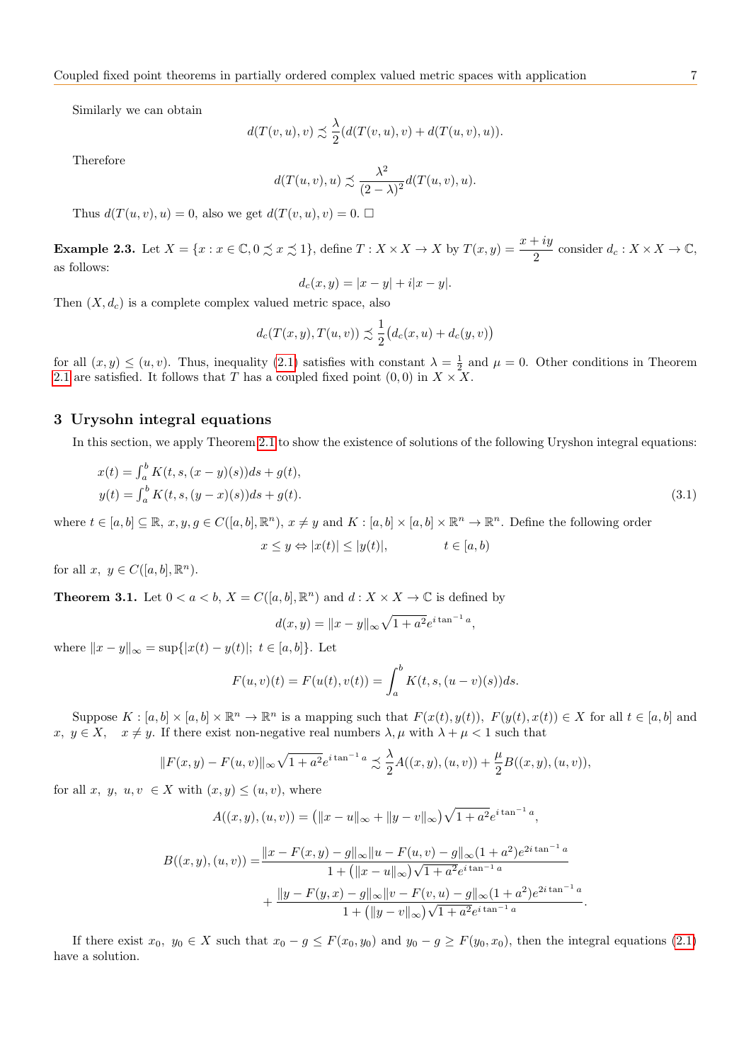Similarly we can obtain

$$d(T(v,u),v) \precsim \frac{\lambda}{2}(d(T(v,u),v) + d(T(u,v),u)).$$

Therefore

$$d(T(u,v),u) \precsim \frac{\lambda^2}{(2-\lambda)^2} d(T(u,v),u).$$

Thus $d(T(u,v),u) = 0$, also we get $d(T(v,u),v) = 0$. $\square$

**Example 2.3.** Let $X = \{x : x \in \mathbb{C}, 0 \precsim x \precsim 1\}$, define $T : X \times X \to X$ by $T(x,y) = \dfrac{x+iy}{2}$ consider $d_c : X \times X \to \mathbb{C}$, as follows:

$$d_c(x,y) = |x-y| + i|x-y|.$$

Then $(X, d_c)$ is a complete complex valued metric space, also

$$d_c(T(x,y), T(u,v)) \precsim \frac{1}{2}\big(d_c(x,u) + d_c(y,v)\big)$$

for all $(x,y) \leq (u,v)$. Thus, inequality (2.1) satisfies with constant $\lambda = \frac{1}{2}$ and $\mu = 0$. Other conditions in Theorem 2.1 are satisfied. It follows that $T$ has a coupled fixed point $(0,0)$ in $X \times X$.

## 3 Urysohn integral equations

In this section, we apply Theorem 2.1 to show the existence of solutions of the following Uryshon integral equations:

$$\begin{aligned} x(t) &= \textstyle\int_a^b K(t,s,(x-y)(s))ds + g(t), \\ y(t) &= \textstyle\int_a^b K(t,s,(y-x)(s))ds + g(t). \end{aligned} \tag{3.1}$$

where $t \in [a,b] \subseteq \mathbb{R}$, $x, y, g \in C([a,b], \mathbb{R}^n)$, $x \neq y$ and $K : [a,b] \times [a,b] \times \mathbb{R}^n \to \mathbb{R}^n$. Define the following order

$$x \leq y \Leftrightarrow |x(t)| \leq |y(t)|, \qquad t \in [a,b)$$

for all $x,\ y \in C([a,b], \mathbb{R}^n)$.

**Theorem 3.1.** Let $0 < a < b$, $X = C([a,b], \mathbb{R}^n)$ and $d : X \times X \to \mathbb{C}$ is defined by

$$d(x,y) = \|x-y\|_\infty \sqrt{1+a^2} e^{i \tan^{-1} a},$$

where $\|x-y\|_\infty = \sup\{|x(t) - y(t)|;\ t \in [a,b]\}$. Let

$$F(u,v)(t) = F(u(t), v(t)) = \int_a^b K(t,s,(u-v)(s))ds.$$

Suppose $K : [a,b] \times [a,b] \times \mathbb{R}^n \to \mathbb{R}^n$ is a mapping such that $F(x(t), y(t)),\ F(y(t), x(t)) \in X$ for all $t \in [a,b]$ and $x,\ y \in X, \quad x \neq y$. If there exist non-negative real numbers $\lambda, \mu$ with $\lambda + \mu < 1$ such that

$$\|F(x,y) - F(u,v)\|_\infty \sqrt{1+a^2} e^{i \tan^{-1} a} \precsim \frac{\lambda}{2} A((x,y),(u,v)) + \frac{\mu}{2} B((x,y),(u,v)),$$

for all $x,\ y,\ u, v\ \in X$ with $(x,y) \leq (u,v)$, where

$$A((x,y),(u,v)) = \big(\|x-u\|_\infty + \|y-v\|_\infty\big)\sqrt{1+a^2} e^{i \tan^{-1} a},$$

$$\begin{aligned} B((x,y),(u,v)) = &\frac{\|x - F(x,y) - g\|_\infty \|u - F(u,v) - g\|_\infty (1+a^2) e^{2i \tan^{-1} a}}{1 + \big(\|x-u\|_\infty\big)\sqrt{1+a^2} e^{i \tan^{-1} a}} \\ &+ \frac{\|y - F(y,x) - g\|_\infty \|v - F(v,u) - g\|_\infty (1+a^2) e^{2i \tan^{-1} a}}{1 + \big(\|y-v\|_\infty\big)\sqrt{1+a^2} e^{i \tan^{-1} a}}. \end{aligned}$$

If there exist $x_0,\ y_0 \in X$ such that $x_0 - g \leq F(x_0, y_0)$ and $y_0 - g \geq F(y_0, x_0)$, then the integral equations (2.1) have a solution.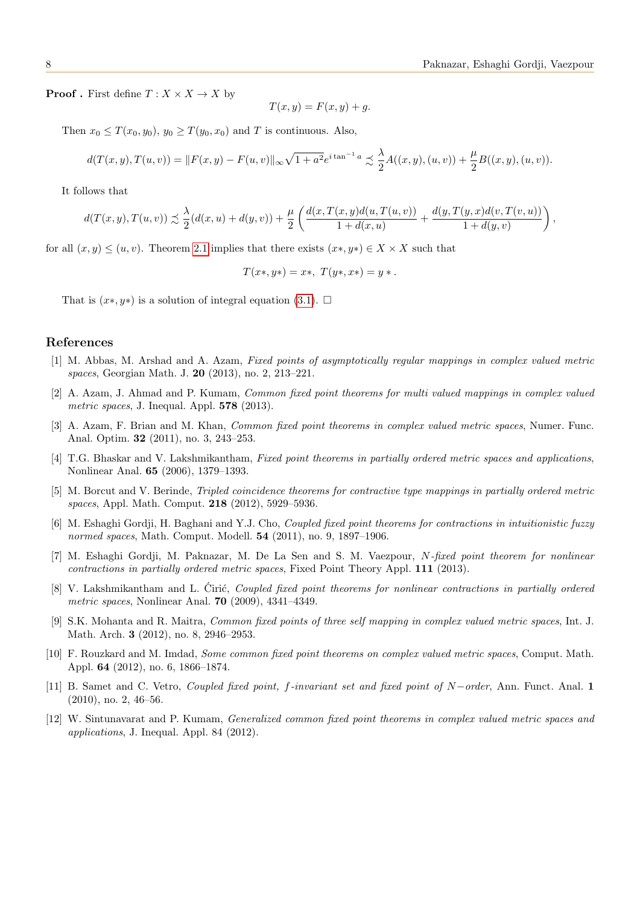**Proof .** First define $T : X \times X \to X$ by

$$T(x, y) = F(x, y) + g.$$

Then $x_0 \leq T(x_0, y_0)$, $y_0 \geq T(y_0, x_0)$ and $T$ is continuous. Also,

$$d(T(x,y), T(u,v)) = \|F(x,y) - F(u,v)\|_\infty \sqrt{1+a^2} e^{i \tan^{-1} a} \precsim \frac{\lambda}{2} A((x,y),(u,v)) + \frac{\mu}{2} B((x,y),(u,v)).$$

It follows that

$$d(T(x,y), T(u,v)) \precsim \frac{\lambda}{2}(d(x,u) + d(y,v)) + \frac{\mu}{2}\left(\frac{d(x, T(x,y) d(u, T(u,v))}{1 + d(x,u)} + \frac{d(y, T(y,x) d(v, T(v,u))}{1 + d(y,v)}\right),$$

for all $(x, y) \leq (u, v)$. Theorem 2.1 implies that there exists $(x*, y*) \in X \times X$ such that

$$T(x*, y*) = x*,\ T(y*, x*) = y*.$$

That is $(x*, y*)$ is a solution of integral equation (3.1). □

## References

[1] M. Abbas, M. Arshad and A. Azam, *Fixed points of asymptotically regular mappings in complex valued metric spaces*, Georgian Math. J. **20** (2013), no. 2, 213–221.

[2] A. Azam, J. Ahmad and P. Kumam, *Common fixed point theorems for multi valued mappings in complex valued metric spaces*, J. Inequal. Appl. **578** (2013).

[3] A. Azam, F. Brian and M. Khan, *Common fixed point theorems in complex valued metric spaces*, Numer. Func. Anal. Optim. **32** (2011), no. 3, 243–253.

[4] T.G. Bhaskar and V. Lakshmikantham, *Fixed point theorems in partially ordered metric spaces and applications*, Nonlinear Anal. **65** (2006), 1379–1393.

[5] M. Borcut and V. Berinde, *Tripled coincidence theorems for contractive type mappings in partially ordered metric spaces*, Appl. Math. Comput. **218** (2012), 5929–5936.

[6] M. Eshaghi Gordji, H. Baghani and Y.J. Cho, *Coupled fixed point theorems for contractions in intuitionistic fuzzy normed spaces*, Math. Comput. Modell. **54** (2011), no. 9, 1897–1906.

[7] M. Eshaghi Gordji, M. Paknazar, M. De La Sen and S. M. Vaezpour, *N-fixed point theorem for nonlinear contractions in partially ordered metric spaces*, Fixed Point Theory Appl. **111** (2013).

[8] V. Lakshmikantham and L. Ćirić, *Coupled fixed point theorems for nonlinear contractions in partially ordered metric spaces*, Nonlinear Anal. **70** (2009), 4341–4349.

[9] S.K. Mohanta and R. Maitra, *Common fixed points of three self mapping in complex valued metric spaces*, Int. J. Math. Arch. **3** (2012), no. 8, 2946–2953.

[10] F. Rouzkard and M. Imdad, *Some common fixed point theorems on complex valued metric spaces*, Comput. Math. Appl. **64** (2012), no. 6, 1866–1874.

[11] B. Samet and C. Vetro, *Coupled fixed point, f-invariant set and fixed point of N−order*, Ann. Funct. Anal. **1** (2010), no. 2, 46–56.

[12] W. Sintunavarat and P. Kumam, *Generalized common fixed point theorems in complex valued metric spaces and applications*, J. Inequal. Appl. 84 (2012).